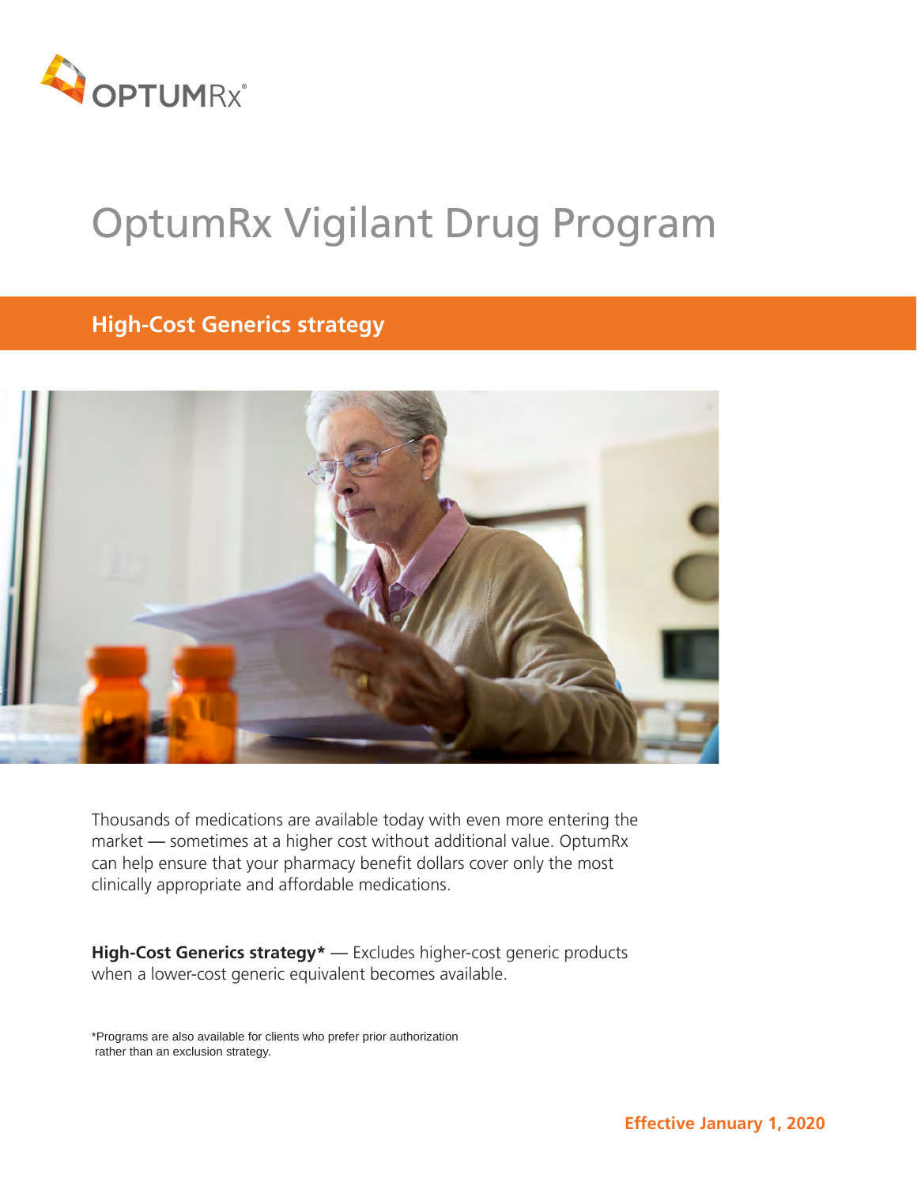OPTUMRx®

# OptumRx Vigilant Drug Program

## High-Cost Generics strategy

Thousands of medications are available today with even more entering the market — sometimes at a higher cost without additional value. OptumRx can help ensure that your pharmacy benefit dollars cover only the most clinically appropriate and affordable medications.

**High-Cost Generics strategy*** — Excludes higher-cost generic products when a lower-cost generic equivalent becomes available.

*Programs are also available for clients who prefer prior authorization rather than an exclusion strategy.

**Effective January 1, 2020**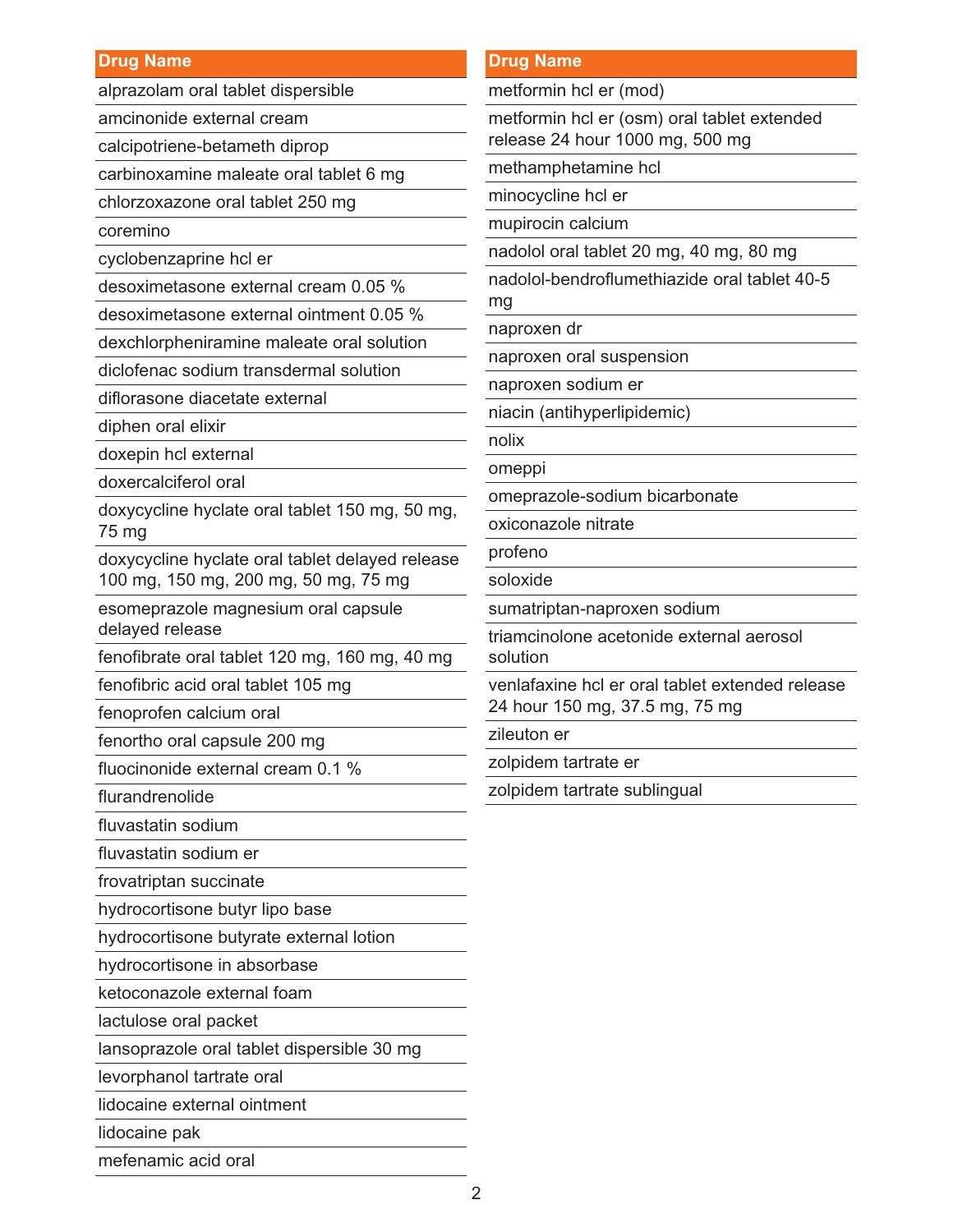| Drug Name |
|---|
| alprazolam oral tablet dispersible |
| amcinonide external cream |
| calcipotriene-betameth diprop |
| carbinoxamine maleate oral tablet 6 mg |
| chlorzoxazone oral tablet 250 mg |
| coremino |
| cyclobenzaprine hcl er |
| desoximetasone external cream 0.05 % |
| desoximetasone external ointment 0.05 % |
| dexchlorpheniramine maleate oral solution |
| diclofenac sodium transdermal solution |
| diflorasone diacetate external |
| diphen oral elixir |
| doxepin hcl external |
| doxercalciferol oral |
| doxycycline hyclate oral tablet 150 mg, 50 mg, 75 mg |
| doxycycline hyclate oral tablet delayed release 100 mg, 150 mg, 200 mg, 50 mg, 75 mg |
| esomeprazole magnesium oral capsule delayed release |
| fenofibrate oral tablet 120 mg, 160 mg, 40 mg |
| fenofibric acid oral tablet 105 mg |
| fenoprofen calcium oral |
| fenortho oral capsule 200 mg |
| fluocinonide external cream 0.1 % |
| flurandrenolide |
| fluvastatin sodium |
| fluvastatin sodium er |
| frovatriptan succinate |
| hydrocortisone butyr lipo base |
| hydrocortisone butyrate external lotion |
| hydrocortisone in absorbase |
| ketoconazole external foam |
| lactulose oral packet |
| lansoprazole oral tablet dispersible 30 mg |
| levorphanol tartrate oral |
| lidocaine external ointment |
| lidocaine pak |
| mefenamic acid oral |
| metformin hcl er (mod) |
| metformin hcl er (osm) oral tablet extended release 24 hour 1000 mg, 500 mg |
| methamphetamine hcl |
| minocycline hcl er |
| mupirocin calcium |
| nadolol oral tablet 20 mg, 40 mg, 80 mg |
| nadolol-bendroflumethiazide oral tablet 40-5 mg |
| naproxen dr |
| naproxen oral suspension |
| naproxen sodium er |
| niacin (antihyperlipidemic) |
| nolix |
| omeppi |
| omeprazole-sodium bicarbonate |
| oxiconazole nitrate |
| profeno |
| soloxide |
| sumatriptan-naproxen sodium |
| triamcinolone acetonide external aerosol solution |
| venlafaxine hcl er oral tablet extended release 24 hour 150 mg, 37.5 mg, 75 mg |
| zileuton er |
| zolpidem tartrate er |
| zolpidem tartrate sublingual |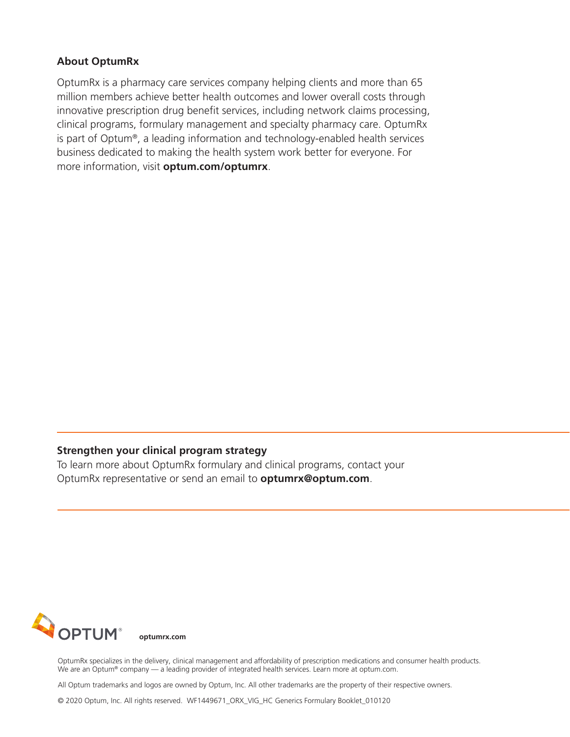## About OptumRx

OptumRx is a pharmacy care services company helping clients and more than 65 million members achieve better health outcomes and lower overall costs through innovative prescription drug benefit services, including network claims processing, clinical programs, formulary management and specialty pharmacy care. OptumRx is part of Optum®, a leading information and technology-enabled health services business dedicated to making the health system work better for everyone. For more information, visit **optum.com/optumrx**.

---

**Strengthen your clinical program strategy**

To learn more about OptumRx formulary and clinical programs, contact your OptumRx representative or send an email to **optumrx@optum.com**.

---

OPTUM® **optumrx.com**

OptumRx specializes in the delivery, clinical management and affordability of prescription medications and consumer health products. We are an Optum® company — a leading provider of integrated health services. Learn more at optum.com.

All Optum trademarks and logos are owned by Optum, Inc. All other trademarks are the property of their respective owners.

© 2020 Optum, Inc. All rights reserved. WF1449671_ORX_VIG_HC Generics Formulary Booklet_010120